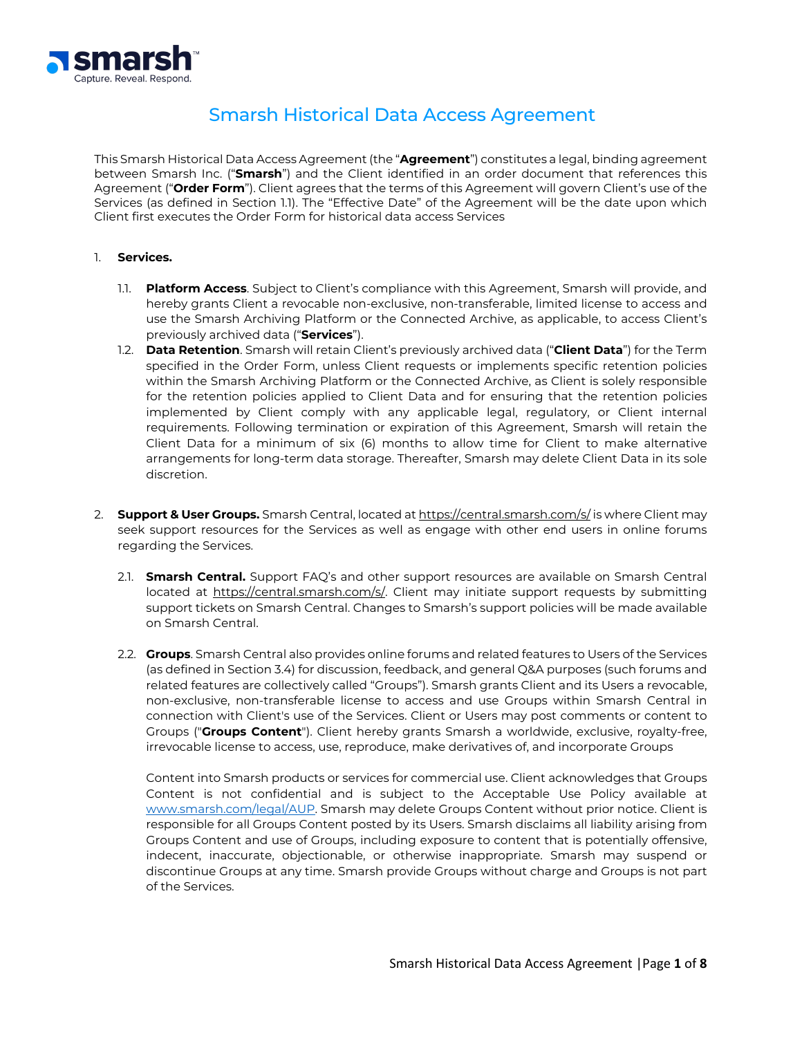# Smarsh Historical Data Access Agreement

This Smarsh Historical Data Access Agreement (the "**Agreement**") constitutes a legal, binding agreement between Smarsh Inc. ("**Smarsh**") and the Client identified in an order document that references this Agreement ("**Order Form**"). Client agrees that the terms of this Agreement will govern Client's use of the Services (as defined in Section 1.1). The "Effective Date" of the Agreement will be the date upon which Client first executes the Order Form for historical data access Services

1. **Services.**

   1.1. **Platform Access**. Subject to Client's compliance with this Agreement, Smarsh will provide, and hereby grants Client a revocable non-exclusive, non-transferable, limited license to access and use the Smarsh Archiving Platform or the Connected Archive, as applicable, to access Client's previously archived data ("**Services**").

   1.2. **Data Retention**. Smarsh will retain Client's previously archived data ("**Client Data**") for the Term specified in the Order Form, unless Client requests or implements specific retention policies within the Smarsh Archiving Platform or the Connected Archive, as Client is solely responsible for the retention policies applied to Client Data and for ensuring that the retention policies implemented by Client comply with any applicable legal, regulatory, or Client internal requirements. Following termination or expiration of this Agreement, Smarsh will retain the Client Data for a minimum of six (6) months to allow time for Client to make alternative arrangements for long-term data storage. Thereafter, Smarsh may delete Client Data in its sole discretion.

2. **Support & User Groups.** Smarsh Central, located at https://central.smarsh.com/s/ is where Client may seek support resources for the Services as well as engage with other end users in online forums regarding the Services.

   2.1. **Smarsh Central.** Support FAQ's and other support resources are available on Smarsh Central located at https://central.smarsh.com/s/. Client may initiate support requests by submitting support tickets on Smarsh Central. Changes to Smarsh's support policies will be made available on Smarsh Central.

   2.2. **Groups**. Smarsh Central also provides online forums and related features to Users of the Services (as defined in Section 3.4) for discussion, feedback, and general Q&A purposes (such forums and related features are collectively called "Groups"). Smarsh grants Client and its Users a revocable, non-exclusive, non-transferable license to access and use Groups within Smarsh Central in connection with Client's use of the Services. Client or Users may post comments or content to Groups ("**Groups Content**"). Client hereby grants Smarsh a worldwide, exclusive, royalty-free, irrevocable license to access, use, reproduce, make derivatives of, and incorporate Groups Content into Smarsh products or services for commercial use. Client acknowledges that Groups Content is not confidential and is subject to the Acceptable Use Policy available at www.smarsh.com/legal/AUP. Smarsh may delete Groups Content without prior notice. Client is responsible for all Groups Content posted by its Users. Smarsh disclaims all liability arising from Groups Content and use of Groups, including exposure to content that is potentially offensive, indecent, inaccurate, objectionable, or otherwise inappropriate. Smarsh may suspend or discontinue Groups at any time. Smarsh provide Groups without charge and Groups is not part of the Services.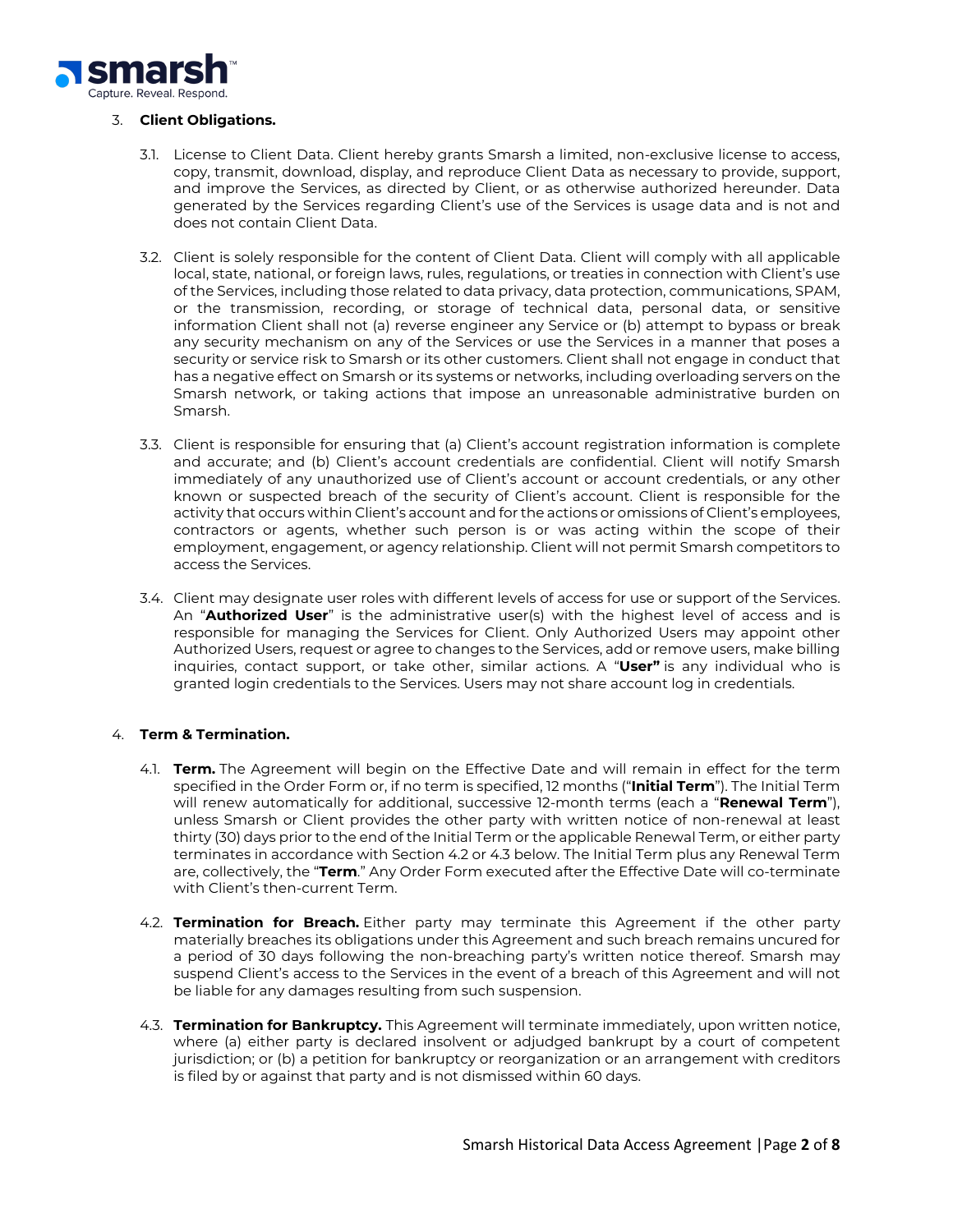3. **Client Obligations.**

3.1. License to Client Data. Client hereby grants Smarsh a limited, non-exclusive license to access, copy, transmit, download, display, and reproduce Client Data as necessary to provide, support, and improve the Services, as directed by Client, or as otherwise authorized hereunder. Data generated by the Services regarding Client's use of the Services is usage data and is not and does not contain Client Data.

3.2. Client is solely responsible for the content of Client Data. Client will comply with all applicable local, state, national, or foreign laws, rules, regulations, or treaties in connection with Client's use of the Services, including those related to data privacy, data protection, communications, SPAM, or the transmission, recording, or storage of technical data, personal data, or sensitive information Client shall not (a) reverse engineer any Service or (b) attempt to bypass or break any security mechanism on any of the Services or use the Services in a manner that poses a security or service risk to Smarsh or its other customers. Client shall not engage in conduct that has a negative effect on Smarsh or its systems or networks, including overloading servers on the Smarsh network, or taking actions that impose an unreasonable administrative burden on Smarsh.

3.3. Client is responsible for ensuring that (a) Client's account registration information is complete and accurate; and (b) Client's account credentials are confidential. Client will notify Smarsh immediately of any unauthorized use of Client's account or account credentials, or any other known or suspected breach of the security of Client's account. Client is responsible for the activity that occurs within Client's account and for the actions or omissions of Client's employees, contractors or agents, whether such person is or was acting within the scope of their employment, engagement, or agency relationship. Client will not permit Smarsh competitors to access the Services.

3.4. Client may designate user roles with different levels of access for use or support of the Services. An "**Authorized User**" is the administrative user(s) with the highest level of access and is responsible for managing the Services for Client. Only Authorized Users may appoint other Authorized Users, request or agree to changes to the Services, add or remove users, make billing inquiries, contact support, or take other, similar actions. A "**User"** is any individual who is granted login credentials to the Services. Users may not share account log in credentials.

4. **Term & Termination.**

4.1. **Term.** The Agreement will begin on the Effective Date and will remain in effect for the term specified in the Order Form or, if no term is specified, 12 months ("**Initial Term**"). The Initial Term will renew automatically for additional, successive 12-month terms (each a "**Renewal Term**"), unless Smarsh or Client provides the other party with written notice of non-renewal at least thirty (30) days prior to the end of the Initial Term or the applicable Renewal Term, or either party terminates in accordance with Section 4.2 or 4.3 below. The Initial Term plus any Renewal Term are, collectively, the "**Term**." Any Order Form executed after the Effective Date will co-terminate with Client's then-current Term.

4.2. **Termination for Breach.** Either party may terminate this Agreement if the other party materially breaches its obligations under this Agreement and such breach remains uncured for a period of 30 days following the non-breaching party's written notice thereof. Smarsh may suspend Client's access to the Services in the event of a breach of this Agreement and will not be liable for any damages resulting from such suspension.

4.3. **Termination for Bankruptcy.** This Agreement will terminate immediately, upon written notice, where (a) either party is declared insolvent or adjudged bankrupt by a court of competent jurisdiction; or (b) a petition for bankruptcy or reorganization or an arrangement with creditors is filed by or against that party and is not dismissed within 60 days.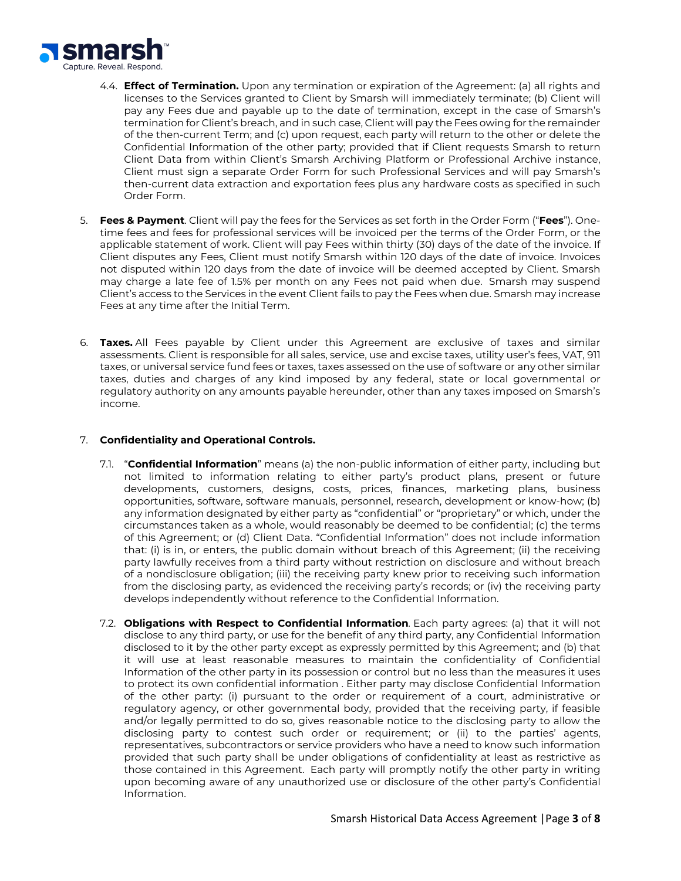4.4. **Effect of Termination.** Upon any termination or expiration of the Agreement: (a) all rights and licenses to the Services granted to Client by Smarsh will immediately terminate; (b) Client will pay any Fees due and payable up to the date of termination, except in the case of Smarsh's termination for Client's breach, and in such case, Client will pay the Fees owing for the remainder of the then-current Term; and (c) upon request, each party will return to the other or delete the Confidential Information of the other party; provided that if Client requests Smarsh to return Client Data from within Client's Smarsh Archiving Platform or Professional Archive instance, Client must sign a separate Order Form for such Professional Services and will pay Smarsh's then-current data extraction and exportation fees plus any hardware costs as specified in such Order Form.

5. **Fees & Payment**. Client will pay the fees for the Services as set forth in the Order Form ("**Fees**"). One-time fees and fees for professional services will be invoiced per the terms of the Order Form, or the applicable statement of work. Client will pay Fees within thirty (30) days of the date of the invoice. If Client disputes any Fees, Client must notify Smarsh within 120 days of the date of invoice. Invoices not disputed within 120 days from the date of invoice will be deemed accepted by Client. Smarsh may charge a late fee of 1.5% per month on any Fees not paid when due. Smarsh may suspend Client's access to the Services in the event Client fails to pay the Fees when due. Smarsh may increase Fees at any time after the Initial Term.

6. **Taxes.** All Fees payable by Client under this Agreement are exclusive of taxes and similar assessments. Client is responsible for all sales, service, use and excise taxes, utility user's fees, VAT, 911 taxes, or universal service fund fees or taxes, taxes assessed on the use of software or any other similar taxes, duties and charges of any kind imposed by any federal, state or local governmental or regulatory authority on any amounts payable hereunder, other than any taxes imposed on Smarsh's income.

7. **Confidentiality and Operational Controls.**

7.1. "**Confidential Information**" means (a) the non-public information of either party, including but not limited to information relating to either party's product plans, present or future developments, customers, designs, costs, prices, finances, marketing plans, business opportunities, software, software manuals, personnel, research, development or know-how; (b) any information designated by either party as "confidential" or "proprietary" or which, under the circumstances taken as a whole, would reasonably be deemed to be confidential; (c) the terms of this Agreement; or (d) Client Data. "Confidential Information" does not include information that: (i) is in, or enters, the public domain without breach of this Agreement; (ii) the receiving party lawfully receives from a third party without restriction on disclosure and without breach of a nondisclosure obligation; (iii) the receiving party knew prior to receiving such information from the disclosing party, as evidenced the receiving party's records; or (iv) the receiving party develops independently without reference to the Confidential Information.

7.2. **Obligations with Respect to Confidential Information**. Each party agrees: (a) that it will not disclose to any third party, or use for the benefit of any third party, any Confidential Information disclosed to it by the other party except as expressly permitted by this Agreement; and (b) that it will use at least reasonable measures to maintain the confidentiality of Confidential Information of the other party in its possession or control but no less than the measures it uses to protect its own confidential information . Either party may disclose Confidential Information of the other party: (i) pursuant to the order or requirement of a court, administrative or regulatory agency, or other governmental body, provided that the receiving party, if feasible and/or legally permitted to do so, gives reasonable notice to the disclosing party to allow the disclosing party to contest such order or requirement; or (ii) to the parties' agents, representatives, subcontractors or service providers who have a need to know such information provided that such party shall be under obligations of confidentiality at least as restrictive as those contained in this Agreement. Each party will promptly notify the other party in writing upon becoming aware of any unauthorized use or disclosure of the other party's Confidential Information.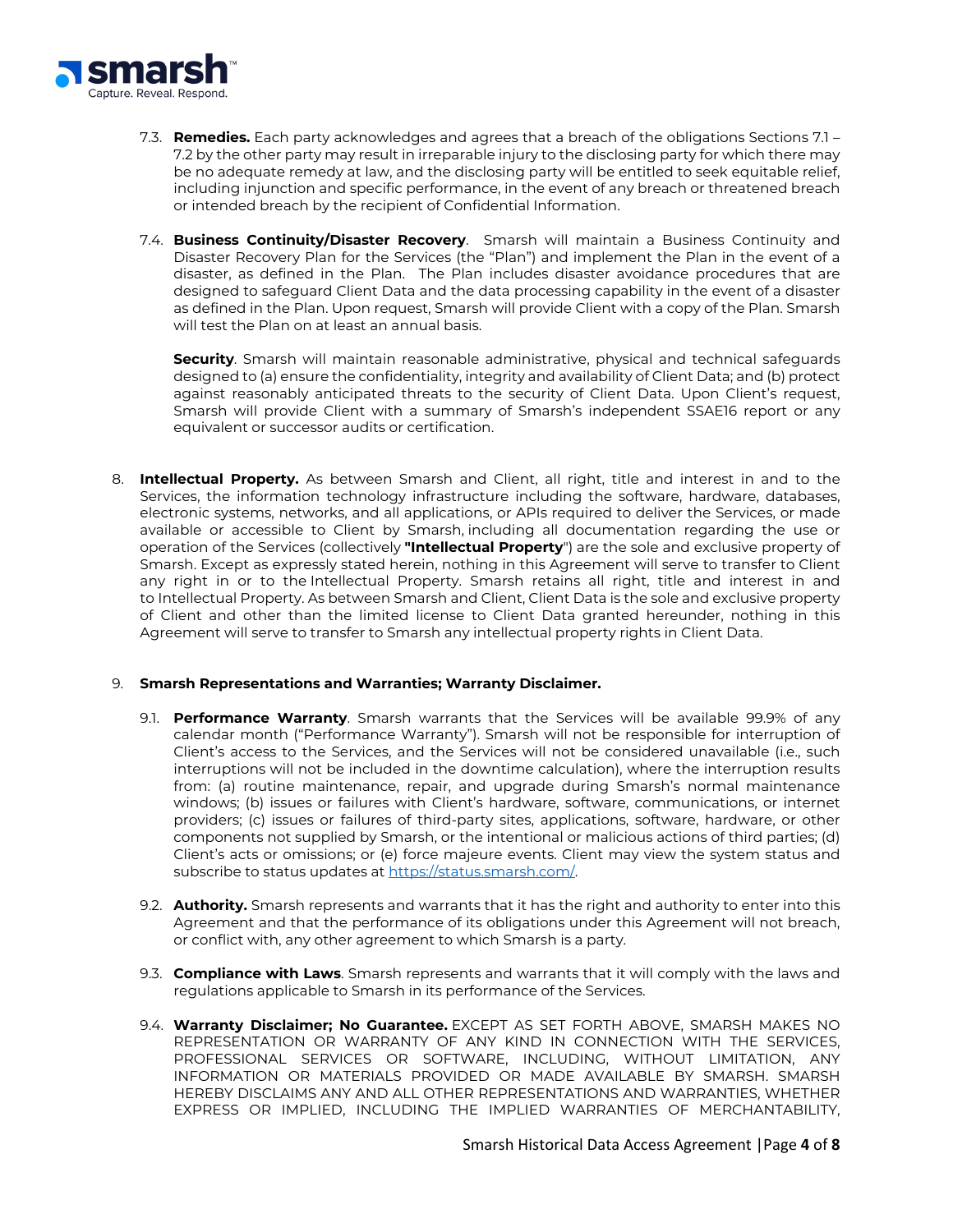7.3. **Remedies.** Each party acknowledges and agrees that a breach of the obligations Sections 7.1 – 7.2 by the other party may result in irreparable injury to the disclosing party for which there may be no adequate remedy at law, and the disclosing party will be entitled to seek equitable relief, including injunction and specific performance, in the event of any breach or threatened breach or intended breach by the recipient of Confidential Information.

7.4. **Business Continuity/Disaster Recovery**. Smarsh will maintain a Business Continuity and Disaster Recovery Plan for the Services (the "Plan") and implement the Plan in the event of a disaster, as defined in the Plan. The Plan includes disaster avoidance procedures that are designed to safeguard Client Data and the data processing capability in the event of a disaster as defined in the Plan. Upon request, Smarsh will provide Client with a copy of the Plan. Smarsh will test the Plan on at least an annual basis.

**Security**. Smarsh will maintain reasonable administrative, physical and technical safeguards designed to (a) ensure the confidentiality, integrity and availability of Client Data; and (b) protect against reasonably anticipated threats to the security of Client Data. Upon Client's request, Smarsh will provide Client with a summary of Smarsh's independent SSAE16 report or any equivalent or successor audits or certification.

8. **Intellectual Property.** As between Smarsh and Client, all right, title and interest in and to the Services, the information technology infrastructure including the software, hardware, databases, electronic systems, networks, and all applications, or APIs required to deliver the Services, or made available or accessible to Client by Smarsh, including all documentation regarding the use or operation of the Services (collectively **"Intellectual Property**") are the sole and exclusive property of Smarsh. Except as expressly stated herein, nothing in this Agreement will serve to transfer to Client any right in or to the Intellectual Property. Smarsh retains all right, title and interest in and to Intellectual Property. As between Smarsh and Client, Client Data is the sole and exclusive property of Client and other than the limited license to Client Data granted hereunder, nothing in this Agreement will serve to transfer to Smarsh any intellectual property rights in Client Data.

9. **Smarsh Representations and Warranties; Warranty Disclaimer.**

9.1. **Performance Warranty**. Smarsh warrants that the Services will be available 99.9% of any calendar month ("Performance Warranty"). Smarsh will not be responsible for interruption of Client's access to the Services, and the Services will not be considered unavailable (i.e., such interruptions will not be included in the downtime calculation), where the interruption results from: (a) routine maintenance, repair, and upgrade during Smarsh's normal maintenance windows; (b) issues or failures with Client's hardware, software, communications, or internet providers; (c) issues or failures of third-party sites, applications, software, hardware, or other components not supplied by Smarsh, or the intentional or malicious actions of third parties; (d) Client's acts or omissions; or (e) force majeure events. Client may view the system status and subscribe to status updates at https://status.smarsh.com/.

9.2. **Authority.** Smarsh represents and warrants that it has the right and authority to enter into this Agreement and that the performance of its obligations under this Agreement will not breach, or conflict with, any other agreement to which Smarsh is a party.

9.3. **Compliance with Laws**. Smarsh represents and warrants that it will comply with the laws and regulations applicable to Smarsh in its performance of the Services.

9.4. **Warranty Disclaimer; No Guarantee.** EXCEPT AS SET FORTH ABOVE, SMARSH MAKES NO REPRESENTATION OR WARRANTY OF ANY KIND IN CONNECTION WITH THE SERVICES, PROFESSIONAL SERVICES OR SOFTWARE, INCLUDING, WITHOUT LIMITATION, ANY INFORMATION OR MATERIALS PROVIDED OR MADE AVAILABLE BY SMARSH. SMARSH HEREBY DISCLAIMS ANY AND ALL OTHER REPRESENTATIONS AND WARRANTIES, WHETHER EXPRESS OR IMPLIED, INCLUDING THE IMPLIED WARRANTIES OF MERCHANTABILITY,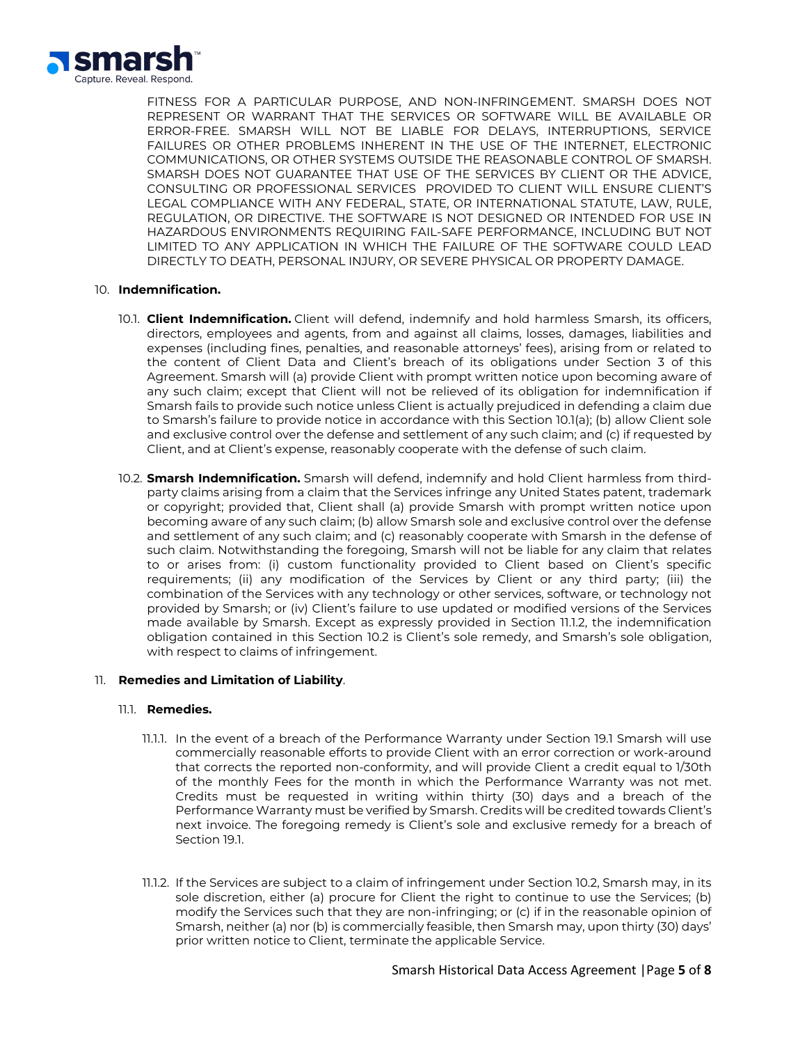FITNESS FOR A PARTICULAR PURPOSE, AND NON-INFRINGEMENT. SMARSH DOES NOT REPRESENT OR WARRANT THAT THE SERVICES OR SOFTWARE WILL BE AVAILABLE OR ERROR-FREE. SMARSH WILL NOT BE LIABLE FOR DELAYS, INTERRUPTIONS, SERVICE FAILURES OR OTHER PROBLEMS INHERENT IN THE USE OF THE INTERNET, ELECTRONIC COMMUNICATIONS, OR OTHER SYSTEMS OUTSIDE THE REASONABLE CONTROL OF SMARSH. SMARSH DOES NOT GUARANTEE THAT USE OF THE SERVICES BY CLIENT OR THE ADVICE, CONSULTING OR PROFESSIONAL SERVICES PROVIDED TO CLIENT WILL ENSURE CLIENT'S LEGAL COMPLIANCE WITH ANY FEDERAL, STATE, OR INTERNATIONAL STATUTE, LAW, RULE, REGULATION, OR DIRECTIVE. THE SOFTWARE IS NOT DESIGNED OR INTENDED FOR USE IN HAZARDOUS ENVIRONMENTS REQUIRING FAIL-SAFE PERFORMANCE, INCLUDING BUT NOT LIMITED TO ANY APPLICATION IN WHICH THE FAILURE OF THE SOFTWARE COULD LEAD DIRECTLY TO DEATH, PERSONAL INJURY, OR SEVERE PHYSICAL OR PROPERTY DAMAGE.

10. **Indemnification.**

10.1. **Client Indemnification.** Client will defend, indemnify and hold harmless Smarsh, its officers, directors, employees and agents, from and against all claims, losses, damages, liabilities and expenses (including fines, penalties, and reasonable attorneys' fees), arising from or related to the content of Client Data and Client's breach of its obligations under Section 3 of this Agreement. Smarsh will (a) provide Client with prompt written notice upon becoming aware of any such claim; except that Client will not be relieved of its obligation for indemnification if Smarsh fails to provide such notice unless Client is actually prejudiced in defending a claim due to Smarsh's failure to provide notice in accordance with this Section 10.1(a); (b) allow Client sole and exclusive control over the defense and settlement of any such claim; and (c) if requested by Client, and at Client's expense, reasonably cooperate with the defense of such claim.

10.2. **Smarsh Indemnification.** Smarsh will defend, indemnify and hold Client harmless from third-party claims arising from a claim that the Services infringe any United States patent, trademark or copyright; provided that, Client shall (a) provide Smarsh with prompt written notice upon becoming aware of any such claim; (b) allow Smarsh sole and exclusive control over the defense and settlement of any such claim; and (c) reasonably cooperate with Smarsh in the defense of such claim. Notwithstanding the foregoing, Smarsh will not be liable for any claim that relates to or arises from: (i) custom functionality provided to Client based on Client's specific requirements; (ii) any modification of the Services by Client or any third party; (iii) the combination of the Services with any technology or other services, software, or technology not provided by Smarsh; or (iv) Client's failure to use updated or modified versions of the Services made available by Smarsh. Except as expressly provided in Section 11.1.2, the indemnification obligation contained in this Section 10.2 is Client's sole remedy, and Smarsh's sole obligation, with respect to claims of infringement.

11. **Remedies and Limitation of Liability**.

11.1. **Remedies.**

11.1.1. In the event of a breach of the Performance Warranty under Section 19.1 Smarsh will use commercially reasonable efforts to provide Client with an error correction or work-around that corrects the reported non-conformity, and will provide Client a credit equal to 1/30th of the monthly Fees for the month in which the Performance Warranty was not met. Credits must be requested in writing within thirty (30) days and a breach of the Performance Warranty must be verified by Smarsh. Credits will be credited towards Client's next invoice. The foregoing remedy is Client's sole and exclusive remedy for a breach of Section 19.1.

11.1.2. If the Services are subject to a claim of infringement under Section 10.2, Smarsh may, in its sole discretion, either (a) procure for Client the right to continue to use the Services; (b) modify the Services such that they are non-infringing; or (c) if in the reasonable opinion of Smarsh, neither (a) nor (b) is commercially feasible, then Smarsh may, upon thirty (30) days' prior written notice to Client, terminate the applicable Service.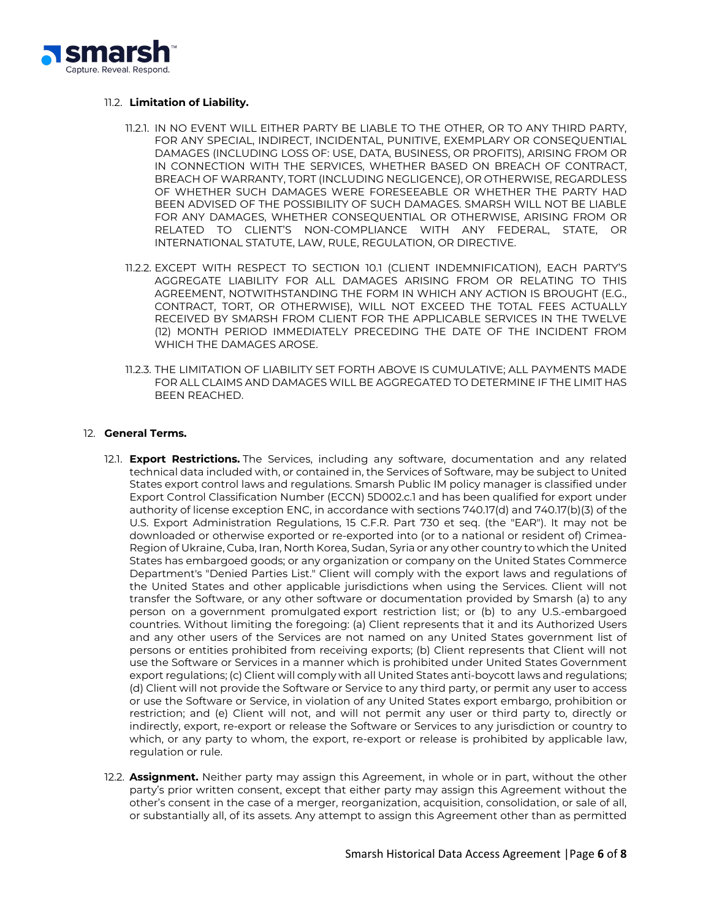### 11.2. **Limitation of Liability.**

11.2.1. IN NO EVENT WILL EITHER PARTY BE LIABLE TO THE OTHER, OR TO ANY THIRD PARTY, FOR ANY SPECIAL, INDIRECT, INCIDENTAL, PUNITIVE, EXEMPLARY OR CONSEQUENTIAL DAMAGES (INCLUDING LOSS OF: USE, DATA, BUSINESS, OR PROFITS), ARISING FROM OR IN CONNECTION WITH THE SERVICES, WHETHER BASED ON BREACH OF CONTRACT, BREACH OF WARRANTY, TORT (INCLUDING NEGLIGENCE), OR OTHERWISE, REGARDLESS OF WHETHER SUCH DAMAGES WERE FORESEEABLE OR WHETHER THE PARTY HAD BEEN ADVISED OF THE POSSIBILITY OF SUCH DAMAGES. SMARSH WILL NOT BE LIABLE FOR ANY DAMAGES, WHETHER CONSEQUENTIAL OR OTHERWISE, ARISING FROM OR RELATED TO CLIENT'S NON-COMPLIANCE WITH ANY FEDERAL, STATE, OR INTERNATIONAL STATUTE, LAW, RULE, REGULATION, OR DIRECTIVE.

11.2.2. EXCEPT WITH RESPECT TO SECTION 10.1 (CLIENT INDEMNIFICATION), EACH PARTY'S AGGREGATE LIABILITY FOR ALL DAMAGES ARISING FROM OR RELATING TO THIS AGREEMENT, NOTWITHSTANDING THE FORM IN WHICH ANY ACTION IS BROUGHT (E.G., CONTRACT, TORT, OR OTHERWISE), WILL NOT EXCEED THE TOTAL FEES ACTUALLY RECEIVED BY SMARSH FROM CLIENT FOR THE APPLICABLE SERVICES IN THE TWELVE (12) MONTH PERIOD IMMEDIATELY PRECEDING THE DATE OF THE INCIDENT FROM WHICH THE DAMAGES AROSE.

11.2.3. THE LIMITATION OF LIABILITY SET FORTH ABOVE IS CUMULATIVE; ALL PAYMENTS MADE FOR ALL CLAIMS AND DAMAGES WILL BE AGGREGATED TO DETERMINE IF THE LIMIT HAS BEEN REACHED.

## 12. **General Terms.**

12.1. **Export Restrictions.** The Services, including any software, documentation and any related technical data included with, or contained in, the Services of Software, may be subject to United States export control laws and regulations. Smarsh Public IM policy manager is classified under Export Control Classification Number (ECCN) 5D002.c.1 and has been qualified for export under authority of license exception ENC, in accordance with sections 740.17(d) and 740.17(b)(3) of the U.S. Export Administration Regulations, 15 C.F.R. Part 730 et seq. (the "EAR"). It may not be downloaded or otherwise exported or re-exported into (or to a national or resident of) Crimea-Region of Ukraine, Cuba, Iran, North Korea, Sudan, Syria or any other country to which the United States has embargoed goods; or any organization or company on the United States Commerce Department's "Denied Parties List." Client will comply with the export laws and regulations of the United States and other applicable jurisdictions when using the Services. Client will not transfer the Software, or any other software or documentation provided by Smarsh (a) to any person on a government promulgated export restriction list; or (b) to any U.S.-embargoed countries. Without limiting the foregoing: (a) Client represents that it and its Authorized Users and any other users of the Services are not named on any United States government list of persons or entities prohibited from receiving exports; (b) Client represents that Client will not use the Software or Services in a manner which is prohibited under United States Government export regulations; (c) Client will comply with all United States anti-boycott laws and regulations; (d) Client will not provide the Software or Service to any third party, or permit any user to access or use the Software or Service, in violation of any United States export embargo, prohibition or restriction; and (e) Client will not, and will not permit any user or third party to, directly or indirectly, export, re-export or release the Software or Services to any jurisdiction or country to which, or any party to whom, the export, re-export or release is prohibited by applicable law, regulation or rule.

12.2. **Assignment.** Neither party may assign this Agreement, in whole or in part, without the other party's prior written consent, except that either party may assign this Agreement without the other's consent in the case of a merger, reorganization, acquisition, consolidation, or sale of all, or substantially all, of its assets. Any attempt to assign this Agreement other than as permitted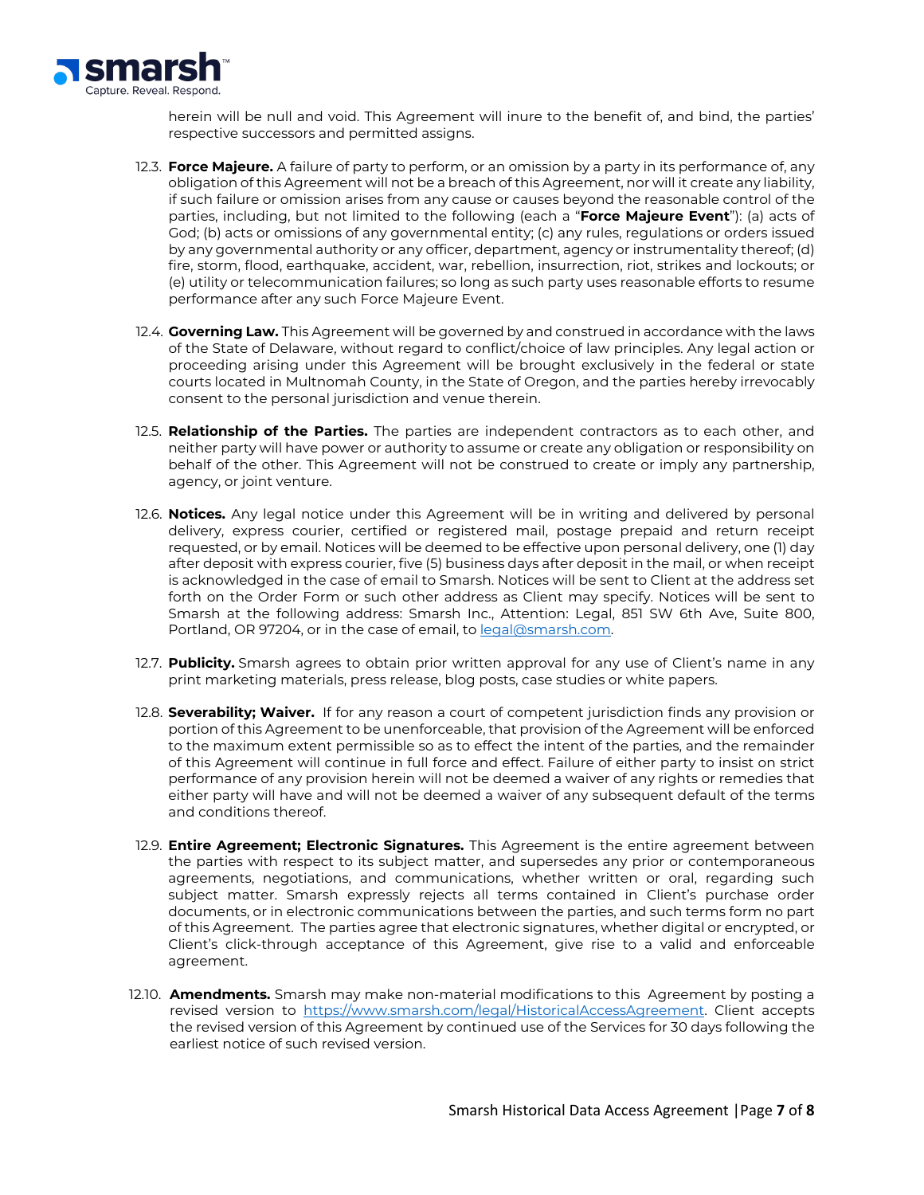herein will be null and void. This Agreement will inure to the benefit of, and bind, the parties' respective successors and permitted assigns.

12.3. **Force Majeure.** A failure of party to perform, or an omission by a party in its performance of, any obligation of this Agreement will not be a breach of this Agreement, nor will it create any liability, if such failure or omission arises from any cause or causes beyond the reasonable control of the parties, including, but not limited to the following (each a "**Force Majeure Event**"): (a) acts of God; (b) acts or omissions of any governmental entity; (c) any rules, regulations or orders issued by any governmental authority or any officer, department, agency or instrumentality thereof; (d) fire, storm, flood, earthquake, accident, war, rebellion, insurrection, riot, strikes and lockouts; or (e) utility or telecommunication failures; so long as such party uses reasonable efforts to resume performance after any such Force Majeure Event.

12.4. **Governing Law.** This Agreement will be governed by and construed in accordance with the laws of the State of Delaware, without regard to conflict/choice of law principles. Any legal action or proceeding arising under this Agreement will be brought exclusively in the federal or state courts located in Multnomah County, in the State of Oregon, and the parties hereby irrevocably consent to the personal jurisdiction and venue therein.

12.5. **Relationship of the Parties.** The parties are independent contractors as to each other, and neither party will have power or authority to assume or create any obligation or responsibility on behalf of the other. This Agreement will not be construed to create or imply any partnership, agency, or joint venture.

12.6. **Notices.** Any legal notice under this Agreement will be in writing and delivered by personal delivery, express courier, certified or registered mail, postage prepaid and return receipt requested, or by email. Notices will be deemed to be effective upon personal delivery, one (1) day after deposit with express courier, five (5) business days after deposit in the mail, or when receipt is acknowledged in the case of email to Smarsh. Notices will be sent to Client at the address set forth on the Order Form or such other address as Client may specify. Notices will be sent to Smarsh at the following address: Smarsh Inc., Attention: Legal, 851 SW 6th Ave, Suite 800, Portland, OR 97204, or in the case of email, to [legal@smarsh.com](mailto:legal@smarsh.com).

12.7. **Publicity.** Smarsh agrees to obtain prior written approval for any use of Client's name in any print marketing materials, press release, blog posts, case studies or white papers.

12.8. **Severability; Waiver.** If for any reason a court of competent jurisdiction finds any provision or portion of this Agreement to be unenforceable, that provision of the Agreement will be enforced to the maximum extent permissible so as to effect the intent of the parties, and the remainder of this Agreement will continue in full force and effect. Failure of either party to insist on strict performance of any provision herein will not be deemed a waiver of any rights or remedies that either party will have and will not be deemed a waiver of any subsequent default of the terms and conditions thereof.

12.9. **Entire Agreement; Electronic Signatures.** This Agreement is the entire agreement between the parties with respect to its subject matter, and supersedes any prior or contemporaneous agreements, negotiations, and communications, whether written or oral, regarding such subject matter. Smarsh expressly rejects all terms contained in Client's purchase order documents, or in electronic communications between the parties, and such terms form no part of this Agreement. The parties agree that electronic signatures, whether digital or encrypted, or Client's click-through acceptance of this Agreement, give rise to a valid and enforceable agreement.

12.10. **Amendments.** Smarsh may make non-material modifications to this Agreement by posting a revised version to [https://www.smarsh.com/legal/HistoricalAccessAgreement](https://www.smarsh.com/legal/HistoricalAccessAgreement). Client accepts the revised version of this Agreement by continued use of the Services for 30 days following the earliest notice of such revised version.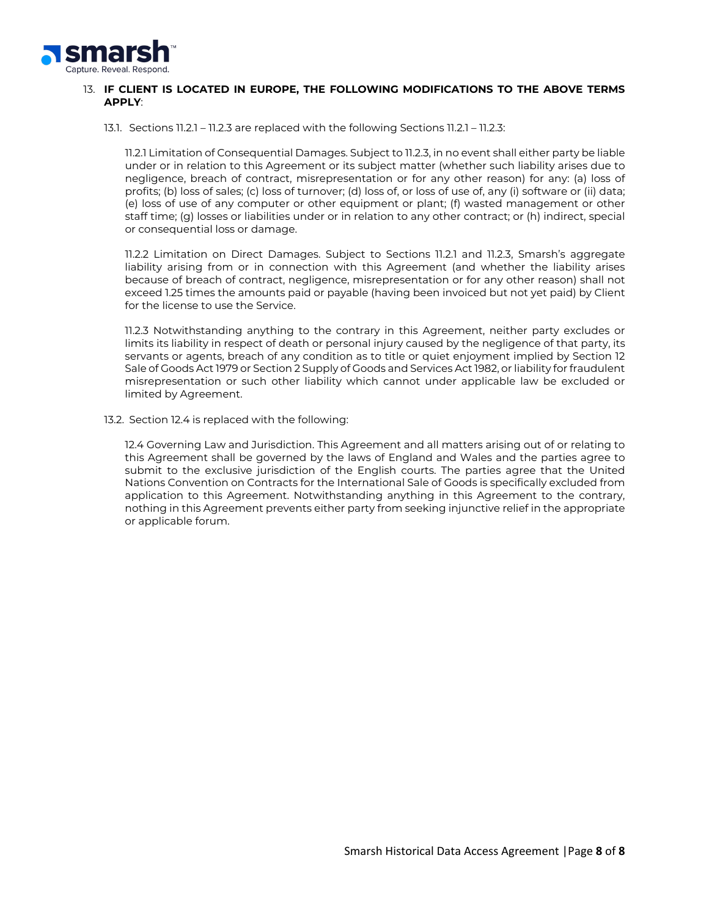13. **IF CLIENT IS LOCATED IN EUROPE, THE FOLLOWING MODIFICATIONS TO THE ABOVE TERMS APPLY**:

13.1. Sections 11.2.1 – 11.2.3 are replaced with the following Sections 11.2.1 – 11.2.3:

11.2.1 Limitation of Consequential Damages. Subject to 11.2.3, in no event shall either party be liable under or in relation to this Agreement or its subject matter (whether such liability arises due to negligence, breach of contract, misrepresentation or for any other reason) for any: (a) loss of profits; (b) loss of sales; (c) loss of turnover; (d) loss of, or loss of use of, any (i) software or (ii) data; (e) loss of use of any computer or other equipment or plant; (f) wasted management or other staff time; (g) losses or liabilities under or in relation to any other contract; or (h) indirect, special or consequential loss or damage.

11.2.2 Limitation on Direct Damages. Subject to Sections 11.2.1 and 11.2.3, Smarsh's aggregate liability arising from or in connection with this Agreement (and whether the liability arises because of breach of contract, negligence, misrepresentation or for any other reason) shall not exceed 1.25 times the amounts paid or payable (having been invoiced but not yet paid) by Client for the license to use the Service.

11.2.3 Notwithstanding anything to the contrary in this Agreement, neither party excludes or limits its liability in respect of death or personal injury caused by the negligence of that party, its servants or agents, breach of any condition as to title or quiet enjoyment implied by Section 12 Sale of Goods Act 1979 or Section 2 Supply of Goods and Services Act 1982, or liability for fraudulent misrepresentation or such other liability which cannot under applicable law be excluded or limited by Agreement.

13.2. Section 12.4 is replaced with the following:

12.4 Governing Law and Jurisdiction. This Agreement and all matters arising out of or relating to this Agreement shall be governed by the laws of England and Wales and the parties agree to submit to the exclusive jurisdiction of the English courts. The parties agree that the United Nations Convention on Contracts for the International Sale of Goods is specifically excluded from application to this Agreement. Notwithstanding anything in this Agreement to the contrary, nothing in this Agreement prevents either party from seeking injunctive relief in the appropriate or applicable forum.